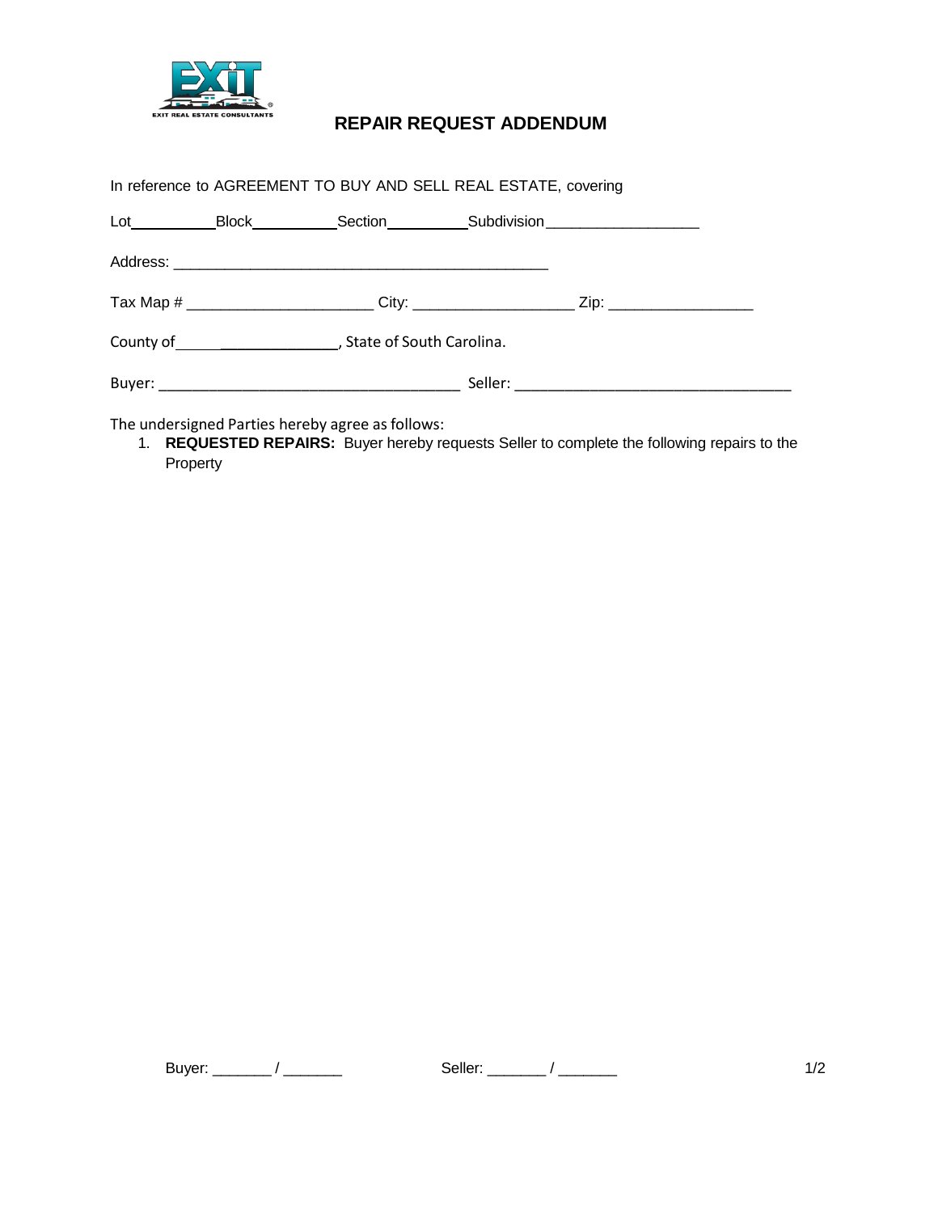# REPAIR REQUEST ADDENDUM

In reference to AGREEMENT TO BUY AND SELL REAL ESTATE, covering

Lot__________ Block__________ Section__________ Subdivision__________________

Address: ____________________________________________

Tax Map # ______________________ City: ___________________ Zip: _________________

County of_____________________, State of South Carolina.

Buyer: ___________________________________ Seller: ________________________________

The undersigned Parties hereby agree as follows:

1. **REQUESTED REPAIRS:** Buyer hereby requests Seller to complete the following repairs to the Property

Buyer: _______ / _______ Seller: _______ / _______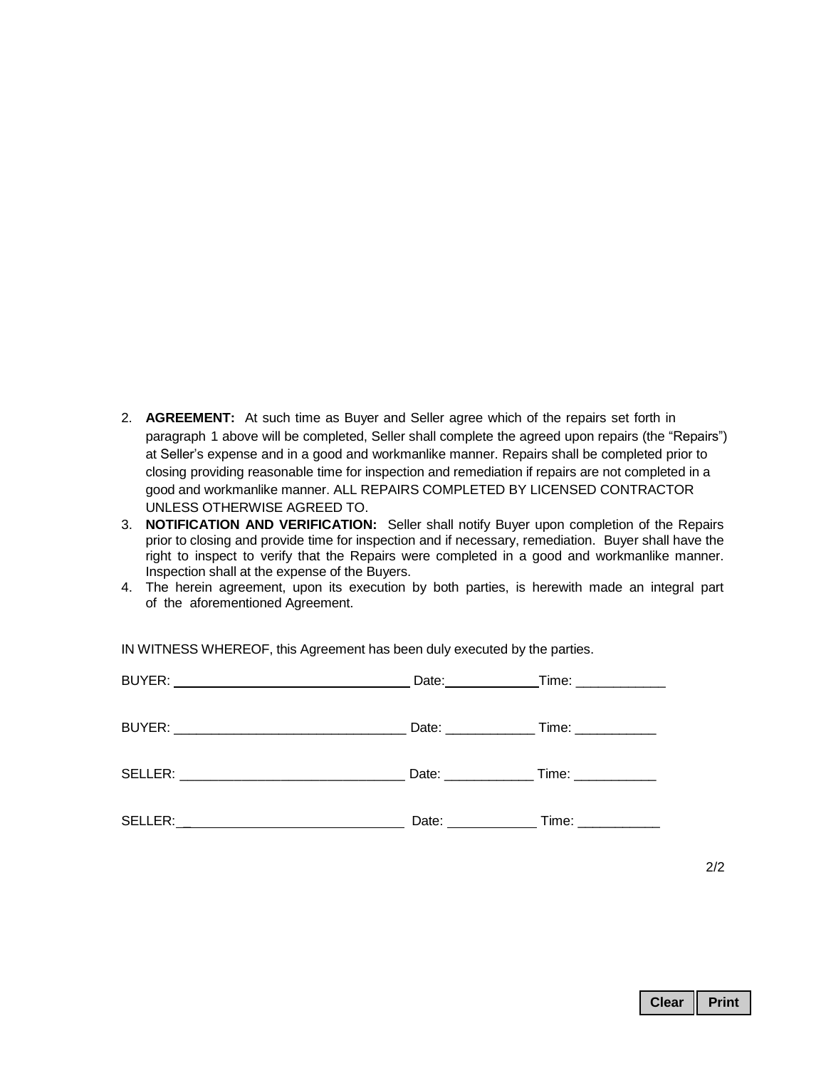2. **AGREEMENT:** At such time as Buyer and Seller agree which of the repairs set forth in paragraph 1 above will be completed, Seller shall complete the agreed upon repairs (the "Repairs") at Seller's expense and in a good and workmanlike manner. Repairs shall be completed prior to closing providing reasonable time for inspection and remediation if repairs are not completed in a good and workmanlike manner. ALL REPAIRS COMPLETED BY LICENSED CONTRACTOR UNLESS OTHERWISE AGREED TO.
3. **NOTIFICATION AND VERIFICATION:** Seller shall notify Buyer upon completion of the Repairs prior to closing and provide time for inspection and if necessary, remediation. Buyer shall have the right to inspect to verify that the Repairs were completed in a good and workmanlike manner. Inspection shall at the expense of the Buyers.
4. The herein agreement, upon its execution by both parties, is herewith made an integral part of the aforementioned Agreement.

IN WITNESS WHEREOF, this Agreement has been duly executed by the parties.

BUYER: ________________________________ Date: ____________ Time: ____________

BUYER: ________________________________ Date: ____________ Time: ___________

SELLER: ______________________________ Date: ____________ Time: ___________

SELLER: ______________________________ Date: ____________ Time: ___________

Clear Print